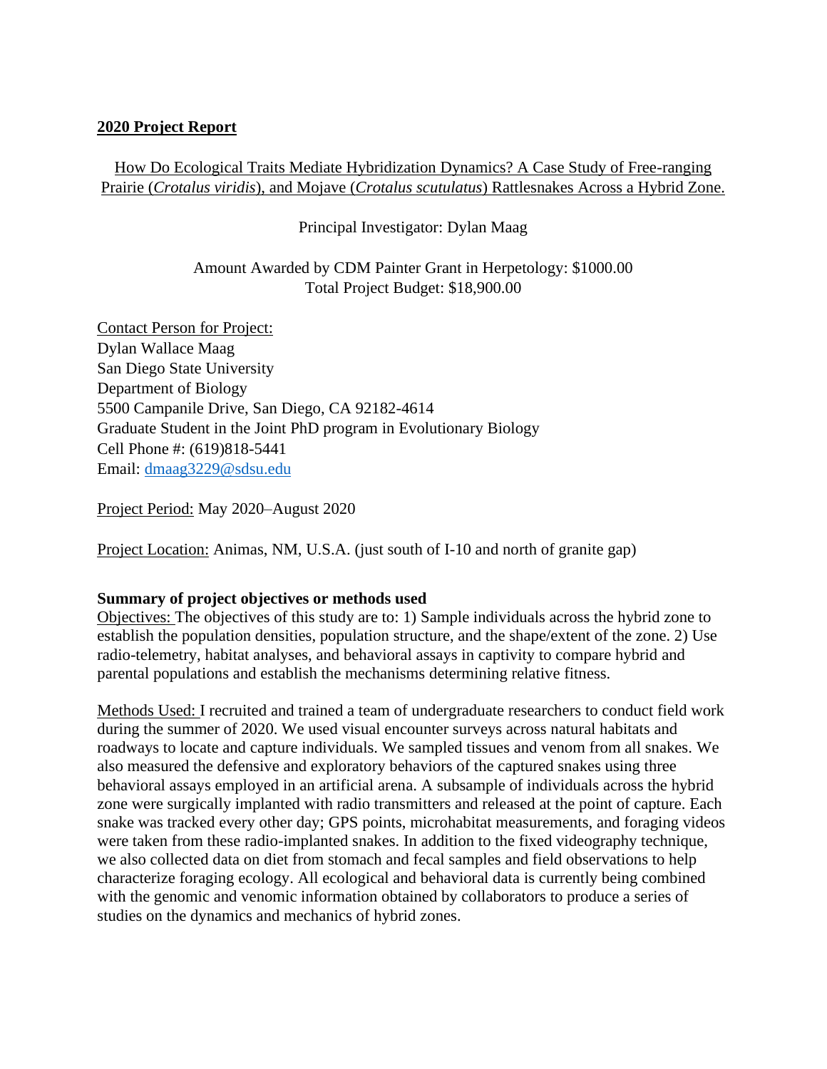**2020 Project Report**

How Do Ecological Traits Mediate Hybridization Dynamics? A Case Study of Free-ranging Prairie (*Crotalus viridis*), and Mojave (*Crotalus scutulatus*) Rattlesnakes Across a Hybrid Zone.

Principal Investigator: Dylan Maag

Amount Awarded by CDM Painter Grant in Herpetology: $1000.00
Total Project Budget: $18,900.00

Contact Person for Project:
Dylan Wallace Maag
San Diego State University
Department of Biology
5500 Campanile Drive, San Diego, CA 92182-4614
Graduate Student in the Joint PhD program in Evolutionary Biology
Cell Phone #: (619)818-5441
Email: dmaag3229@sdsu.edu

Project Period: May 2020–August 2020

Project Location: Animas, NM, U.S.A. (just south of I-10 and north of granite gap)

**Summary of project objectives or methods used**

Objectives: The objectives of this study are to: 1) Sample individuals across the hybrid zone to establish the population densities, population structure, and the shape/extent of the zone. 2) Use radio-telemetry, habitat analyses, and behavioral assays in captivity to compare hybrid and parental populations and establish the mechanisms determining relative fitness.

Methods Used: I recruited and trained a team of undergraduate researchers to conduct field work during the summer of 2020. We used visual encounter surveys across natural habitats and roadways to locate and capture individuals. We sampled tissues and venom from all snakes. We also measured the defensive and exploratory behaviors of the captured snakes using three behavioral assays employed in an artificial arena. A subsample of individuals across the hybrid zone were surgically implanted with radio transmitters and released at the point of capture. Each snake was tracked every other day; GPS points, microhabitat measurements, and foraging videos were taken from these radio-implanted snakes. In addition to the fixed videography technique, we also collected data on diet from stomach and fecal samples and field observations to help characterize foraging ecology. All ecological and behavioral data is currently being combined with the genomic and venomic information obtained by collaborators to produce a series of studies on the dynamics and mechanics of hybrid zones.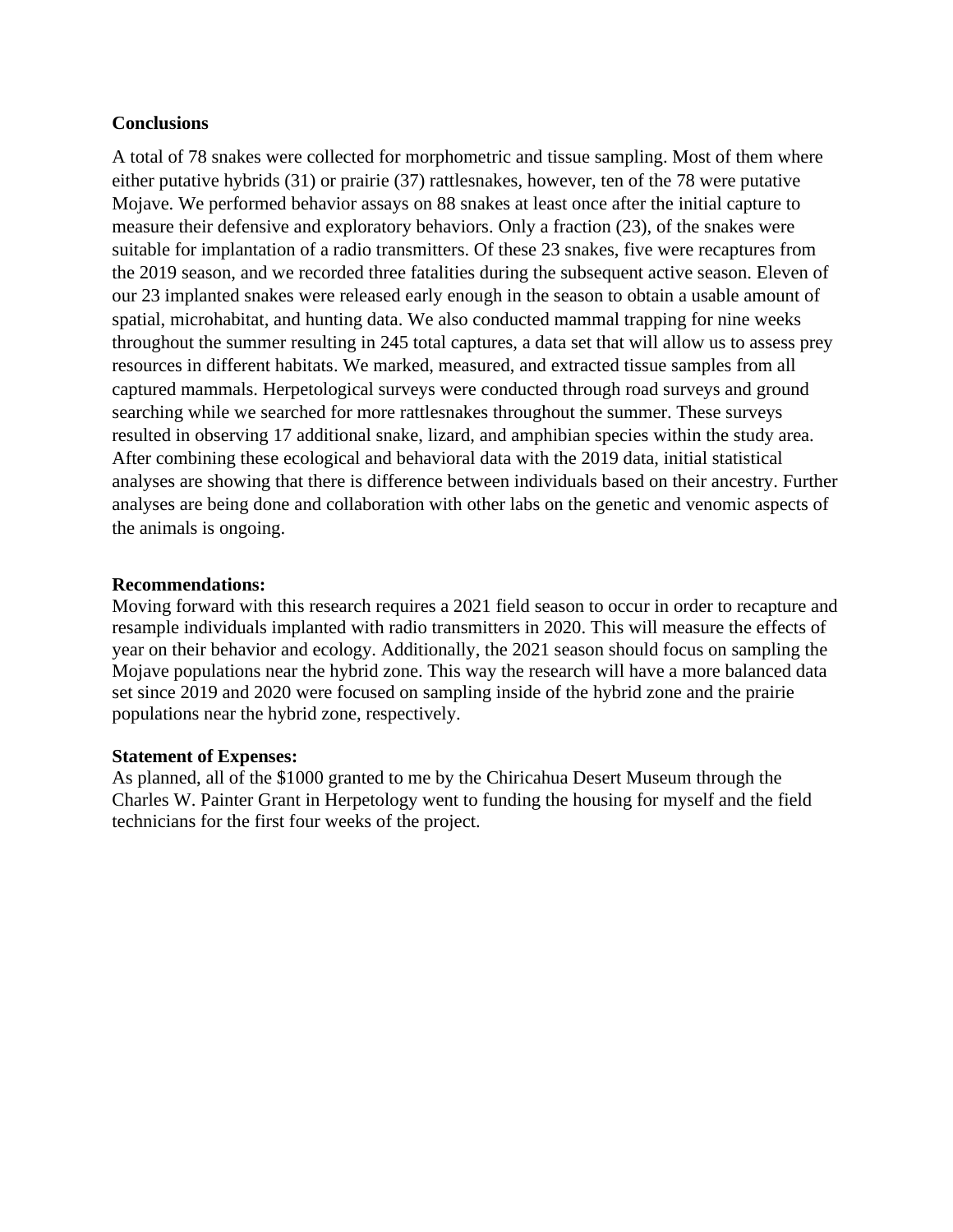**Conclusions**

A total of 78 snakes were collected for morphometric and tissue sampling. Most of them where either putative hybrids (31) or prairie (37) rattlesnakes, however, ten of the 78 were putative Mojave. We performed behavior assays on 88 snakes at least once after the initial capture to measure their defensive and exploratory behaviors. Only a fraction (23), of the snakes were suitable for implantation of a radio transmitters. Of these 23 snakes, five were recaptures from the 2019 season, and we recorded three fatalities during the subsequent active season. Eleven of our 23 implanted snakes were released early enough in the season to obtain a usable amount of spatial, microhabitat, and hunting data. We also conducted mammal trapping for nine weeks throughout the summer resulting in 245 total captures, a data set that will allow us to assess prey resources in different habitats. We marked, measured, and extracted tissue samples from all captured mammals. Herpetological surveys were conducted through road surveys and ground searching while we searched for more rattlesnakes throughout the summer. These surveys resulted in observing 17 additional snake, lizard, and amphibian species within the study area. After combining these ecological and behavioral data with the 2019 data, initial statistical analyses are showing that there is difference between individuals based on their ancestry. Further analyses are being done and collaboration with other labs on the genetic and venomic aspects of the animals is ongoing.

**Recommendations:**

Moving forward with this research requires a 2021 field season to occur in order to recapture and resample individuals implanted with radio transmitters in 2020. This will measure the effects of year on their behavior and ecology. Additionally, the 2021 season should focus on sampling the Mojave populations near the hybrid zone. This way the research will have a more balanced data set since 2019 and 2020 were focused on sampling inside of the hybrid zone and the prairie populations near the hybrid zone, respectively.

**Statement of Expenses:**

As planned, all of the $1000 granted to me by the Chiricahua Desert Museum through the Charles W. Painter Grant in Herpetology went to funding the housing for myself and the field technicians for the first four weeks of the project.